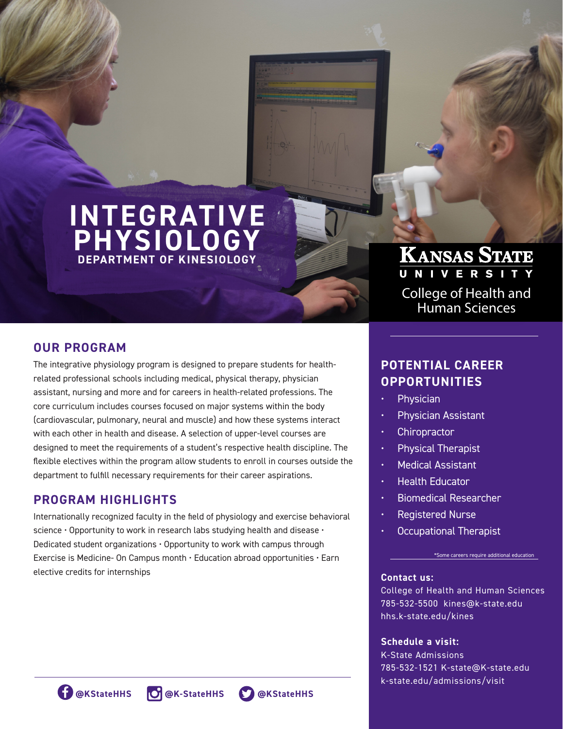# INTEGRATIVE PHYSIOLOGY

**DEPARTMENT OF KINESIOLOGY**

**KANSAS STATE UNIVERSITY**

College of Health and Human Sciences

## OUR PROGRAM

The integrative physiology program is designed to prepare students for health-related professional schools including medical, physical therapy, physician assistant, nursing and more and for careers in health-related professions. The core curriculum includes courses focused on major systems within the body (cardiovascular, pulmonary, neural and muscle) and how these systems interact with each other in health and disease. A selection of upper-level courses are designed to meet the requirements of a student's respective health discipline. The flexible electives within the program allow students to enroll in courses outside the department to fulfill necessary requirements for their career aspirations.

## PROGRAM HIGHLIGHTS

Internationally recognized faculty in the field of physiology and exercise behavioral science · Opportunity to work in research labs studying health and disease · Dedicated student organizations · Opportunity to work with campus through Exercise is Medicine- On Campus month · Education abroad opportunities · Earn elective credits for internships

## POTENTIAL CAREER OPPORTUNITIES

- Physician
- Physician Assistant
- Chiropractor
- Physical Therapist
- Medical Assistant
- Health Educator
- Biomedical Researcher
- Registered Nurse
- Occupational Therapist

*Some careers require additional education

**Contact us:**
College of Health and Human Sciences
785-532-5500 kines@k-state.edu
hhs.k-state.edu/kines

**Schedule a visit:**
K-State Admissions
785-532-1521 K-state@K-state.edu
k-state.edu/admissions/visit

@KStateHHS @K-StateHHS @KStateHHS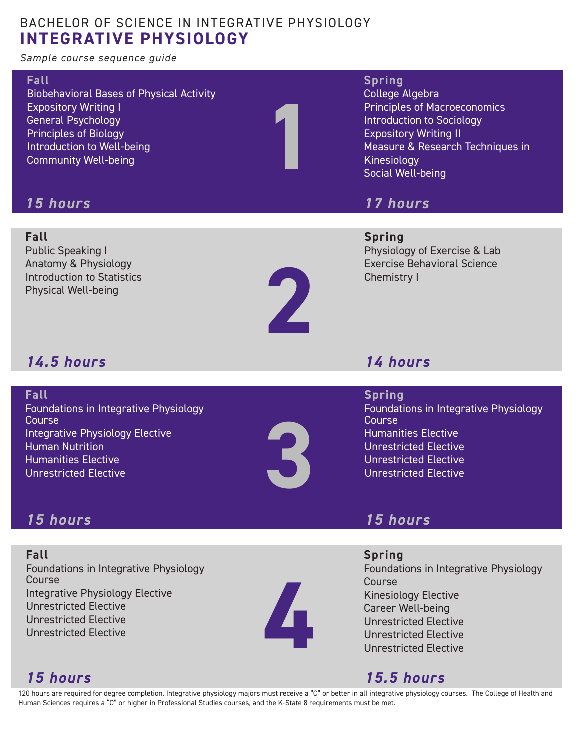BACHELOR OF SCIENCE IN INTEGRATIVE PHYSIOLOGY

# INTEGRATIVE PHYSIOLOGY

*Sample course sequence guide*

## 1

**Fall**

- Biobehavioral Bases of Physical Activity
- Expository Writing I
- General Psychology
- Principles of Biology
- Introduction to Well-being
- Community Well-being

***15 hours***

**Spring**

- College Algebra
- Principles of Macroeconomics
- Introduction to Sociology
- Expository Writing II
- Measure & Research Techniques in Kinesiology
- Social Well-being

***17 hours***

## 2

**Fall**

- Public Speaking I
- Anatomy & Physiology
- Introduction to Statistics
- Physical Well-being

***14.5 hours***

**Spring**

- Physiology of Exercise & Lab
- Exercise Behavioral Science
- Chemistry I

***14 hours***

## 3

**Fall**

- Foundations in Integrative Physiology Course
- Integrative Physiology Elective
- Human Nutrition
- Humanities Elective
- Unrestricted Elective

***15 hours***

**Spring**

- Foundations in Integrative Physiology Course
- Humanities Elective
- Unrestricted Elective
- Unrestricted Elective
- Unrestricted Elective

***15 hours***

## 4

**Fall**

- Foundations in Integrative Physiology Course
- Integrative Physiology Elective
- Unrestricted Elective
- Unrestricted Elective
- Unrestricted Elective

***15 hours***

**Spring**

- Foundations in Integrative Physiology Course
- Kinesiology Elective
- Career Well-being
- Unrestricted Elective
- Unrestricted Elective
- Unrestricted Elective

***15.5 hours***

120 hours are required for degree completion. Integrative physiology majors must receive a "C" or better in all integrative physiology courses. The College of Health and Human Sciences requires a "C" or higher in Professional Studies courses, and the K-State 8 requirements must be met.